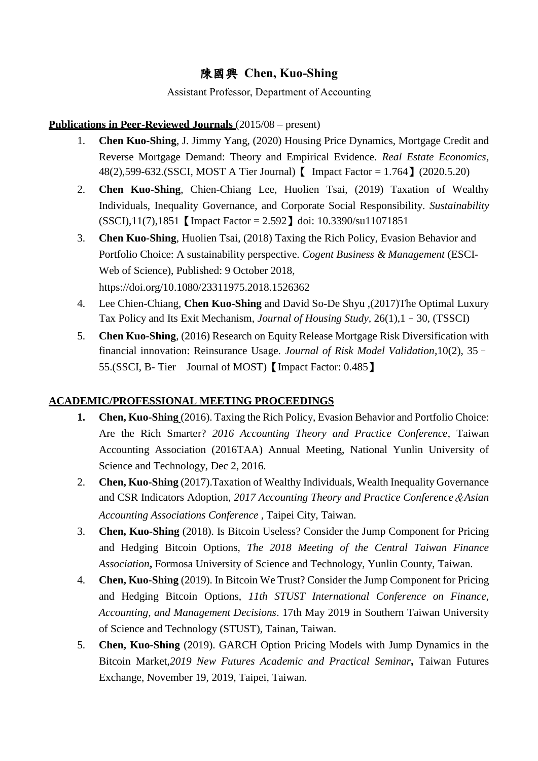# 陳國興 Chen, Kuo-Shing

Assistant Professor, Department of Accounting

**Publications in Peer-Reviewed Journals** (2015/08 – present)

1. **Chen Kuo-Shing**, J. Jimmy Yang, (2020) Housing Price Dynamics, Mortgage Credit and Reverse Mortgage Demand: Theory and Empirical Evidence. *Real Estate Economics*, 48(2),599-632.(SSCI, MOST A Tier Journal)【 Impact Factor = 1.764】(2020.5.20)
2. **Chen Kuo-Shing**, Chien-Chiang Lee, Huolien Tsai, (2019) Taxation of Wealthy Individuals, Inequality Governance, and Corporate Social Responsibility. *Sustainability* (SSCI),11(7),1851【Impact Factor = 2.592】doi: 10.3390/su11071851
3. **Chen Kuo-Shing**, Huolien Tsai, (2018) Taxing the Rich Policy, Evasion Behavior and Portfolio Choice: A sustainability perspective. *Cogent Business & Management* (ESCI-Web of Science), Published: 9 October 2018, https://doi.org/10.1080/23311975.2018.1526362
4. Lee Chien-Chiang, **Chen Kuo-Shing** and David So-De Shyu ,(2017)The Optimal Luxury Tax Policy and Its Exit Mechanism, *Journal of Housing Study*, 26(1),1 – 30, (TSSCI)
5. **Chen Kuo-Shing**, (2016) Research on Equity Release Mortgage Risk Diversification with financial innovation: Reinsurance Usage. *Journal of Risk Model Validation*,10(2), 35 – 55.(SSCI, B- Tier Journal of MOST)【Impact Factor: 0.485】

**ACADEMIC/PROFESSIONAL MEETING PROCEEDINGS**

1. **Chen, Kuo-Shing** (2016). Taxing the Rich Policy, Evasion Behavior and Portfolio Choice: Are the Rich Smarter? *2016 Accounting Theory and Practice Conference*, Taiwan Accounting Association (2016TAA) Annual Meeting, National Yunlin University of Science and Technology, Dec 2, 2016.
2. **Chen, Kuo-Shing** (2017).Taxation of Wealthy Individuals, Wealth Inequality Governance and CSR Indicators Adoption, *2017 Accounting Theory and Practice Conference＆Asian Accounting Associations Conference* , Taipei City, Taiwan.
3. **Chen, Kuo-Shing** (2018). Is Bitcoin Useless? Consider the Jump Component for Pricing and Hedging Bitcoin Options, *The 2018 Meeting of the Central Taiwan Finance Association***,** Formosa University of Science and Technology, Yunlin County, Taiwan.
4. **Chen, Kuo-Shing** (2019). In Bitcoin We Trust? Consider the Jump Component for Pricing and Hedging Bitcoin Options, *11th STUST International Conference on Finance, Accounting, and Management Decisions*. 17th May 2019 in Southern Taiwan University of Science and Technology (STUST), Tainan, Taiwan.
5. **Chen, Kuo-Shing** (2019). GARCH Option Pricing Models with Jump Dynamics in the Bitcoin Market,*2019 New Futures Academic and Practical Seminar***,** Taiwan Futures Exchange, November 19, 2019, Taipei, Taiwan.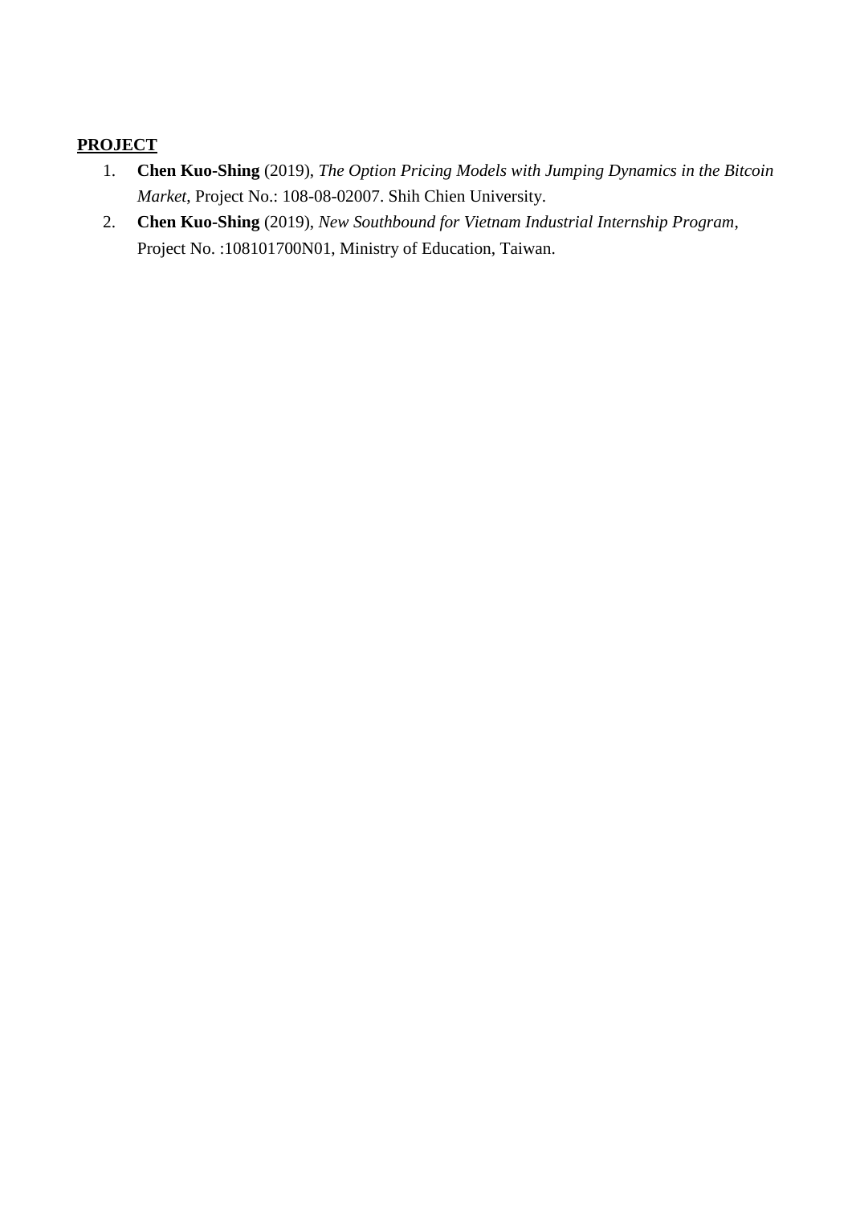**PROJECT**

1. **Chen Kuo-Shing** (2019), *The Option Pricing Models with Jumping Dynamics in the Bitcoin Market*, Project No.: 108-08-02007. Shih Chien University.
2. **Chen Kuo-Shing** (2019), *New Southbound for Vietnam Industrial Internship Program*, Project No. :108101700N01, Ministry of Education, Taiwan.